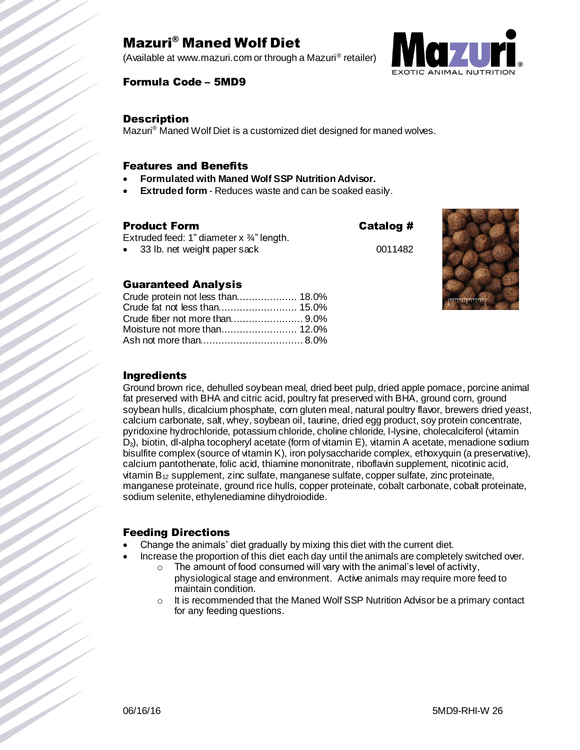# Mazuri® Maned Wolf Diet

(Available at www.mazuri.com or through a Mazuri® retailer)

### Formula Code – 5MD9

## Description

Mazuri® Maned Wolf Diet is a customized diet designed for maned wolves.

## Features and Benefits

- **Formulated with Maned Wolf SSP Nutrition Advisor.**
- **Extruded form** - Reduces waste and can be soaked easily.

## Product Form

Extruded feed: 1" diameter x ¾" length.

| Product Form | Catalog # |
| --- | --- |
| 33 lb. net weight paper sack | 0011482 |

## Guaranteed Analysis

| | |
| --- | --- |
| Crude protein not less than | 18.0% |
| Crude fat not less than | 15.0% |
| Crude fiber not more than | 9.0% |
| Moisture not more than | 12.0% |
| Ash not more than | 8.0% |

## Ingredients

Ground brown rice, dehulled soybean meal, dried beet pulp, dried apple pomace, porcine animal fat preserved with BHA and citric acid, poultry fat preserved with BHA, ground corn, ground soybean hulls, dicalcium phosphate, corn gluten meal, natural poultry flavor, brewers dried yeast, calcium carbonate, salt, whey, soybean oil, taurine, dried egg product, soy protein concentrate, pyridoxine hydrochloride, potassium chloride, choline chloride, l-lysine, cholecalciferol (vitamin $D_3$), biotin, dl-alpha tocopheryl acetate (form of vitamin E), vitamin A acetate, menadione sodium bisulfite complex (source of vitamin K), iron polysaccharide complex, ethoxyquin (a preservative), calcium pantothenate, folic acid, thiamine mononitrate, riboflavin supplement, nicotinic acid, vitamin $B_{12}$ supplement, zinc sulfate, manganese sulfate, copper sulfate, zinc proteinate, manganese proteinate, ground rice hulls, copper proteinate, cobalt carbonate, cobalt proteinate, sodium selenite, ethylenediamine dihydroiodide.

## Feeding Directions

- Change the animals' diet gradually by mixing this diet with the current diet.
- Increase the proportion of this diet each day until the animals are completely switched over.
  - The amount of food consumed will vary with the animal's level of activity, physiological stage and environment. Active animals may require more feed to maintain condition.
  - It is recommended that the Maned Wolf SSP Nutrition Advisor be a primary contact for any feeding questions.

06/16/16 5MD9-RHI-W 26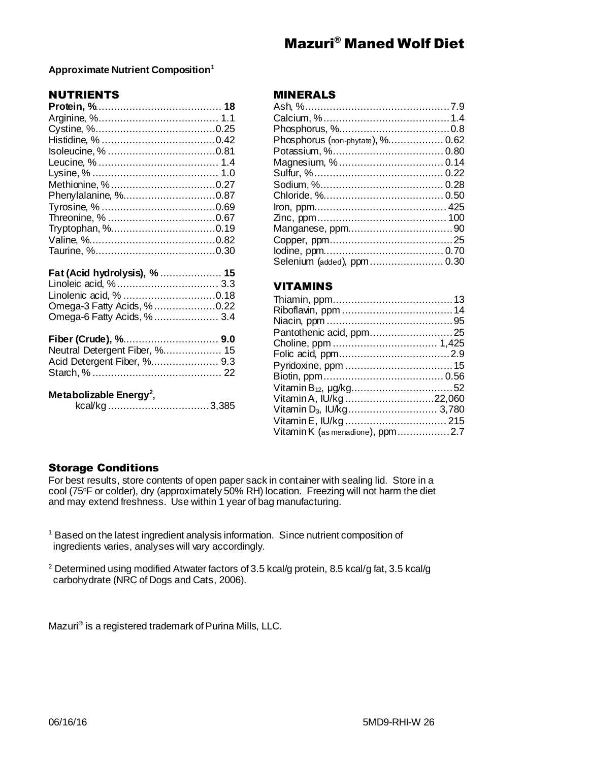# Mazuri® Maned Wolf Diet

**Approximate Nutrient Composition[1]**

## NUTRIENTS

| | |
|---|---|
| **Protein, %** | **18** |
| Arginine, % | 1.1 |
| Cystine, % | 0.25 |
| Histidine, % | 0.42 |
| Isoleucine, % | 0.81 |
| Leucine, % | 1.4 |
| Lysine, % | 1.0 |
| Methionine, % | 0.27 |
| Phenylalanine, % | 0.87 |
| Tyrosine, % | 0.69 |
| Threonine, % | 0.67 |
| Tryptophan, % | 0.19 |
| Valine, % | 0.82 |
| Taurine, % | 0.30 |

| | |
|---|---|
| **Fat (Acid hydrolysis), %** | **15** |
| Linoleic acid, % | 3.3 |
| Linolenic acid, % | 0.18 |
| Omega-3 Fatty Acids, % | 0.22 |
| Omega-6 Fatty Acids, % | 3.4 |

| | |
|---|---|
| **Fiber (Crude), %** | **9.0** |
| Neutral Detergent Fiber, % | 15 |
| Acid Detergent Fiber, % | 9.3 |
| Starch, % | 22 |

| | |
|---|---|
| **Metabolizable Energy[2],** kcal/kg | 3,385 |

## MINERALS

| | |
|---|---|
| Ash, % | 7.9 |
| Calcium, % | 1.4 |
| Phosphorus, % | 0.8 |
| Phosphorus (non-phytate), % | 0.62 |
| Potassium, % | 0.80 |
| Magnesium, % | 0.14 |
| Sulfur, % | 0.22 |
| Sodium, % | 0.28 |
| Chloride, % | 0.50 |
| Iron, ppm | 425 |
| Zinc, ppm | 100 |
| Manganese, ppm | 90 |
| Copper, ppm | 25 |
| Iodine, ppm | 0.70 |
| Selenium (added), ppm | 0.30 |

## VITAMINS

| | |
|---|---|
| Thiamin, ppm | 13 |
| Riboflavin, ppm | 14 |
| Niacin, ppm | 95 |
| Pantothenic acid, ppm | 25 |
| Choline, ppm | 1,425 |
| Folic acid, ppm | 2.9 |
| Pyridoxine, ppm | 15 |
| Biotin, ppm | 0.56 |
| Vitamin $B_{12}$, µg/kg | 52 |
| Vitamin A, IU/kg | 22,060 |
| Vitamin $D_3$, IU/kg | 3,780 |
| Vitamin E, IU/kg | 215 |
| Vitamin K (as menadione), ppm | 2.7 |

### Storage Conditions

For best results, store contents of open paper sack in container with sealing lid. Store in a cool (75°F or colder), dry (approximately 50% RH) location. Freezing will not harm the diet and may extend freshness. Use within 1 year of bag manufacturing.

[1] Based on the latest ingredient analysis information. Since nutrient composition of ingredients varies, analyses will vary accordingly.

[2] Determined using modified Atwater factors of 3.5 kcal/g protein, 8.5 kcal/g fat, 3.5 kcal/g carbohydrate (NRC of Dogs and Cats, 2006).

Mazuri® is a registered trademark of Purina Mills, LLC.

06/16/16 5MD9-RHI-W 26